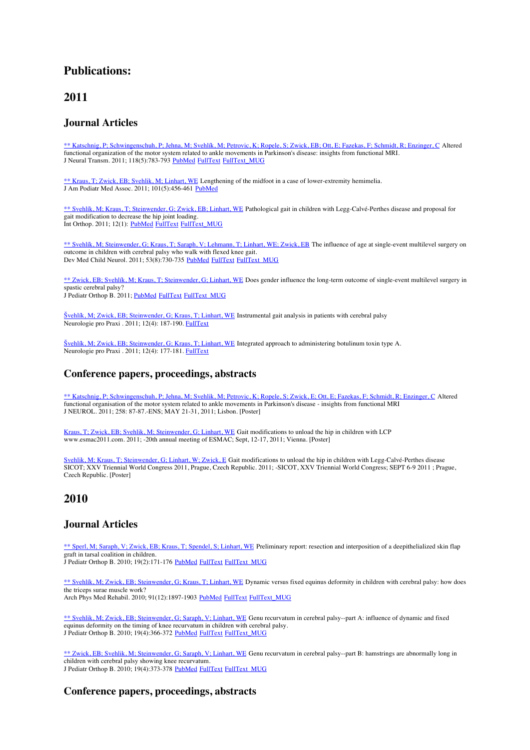# Publications:

## 2011

### Journal Articles

** Katschnig, P; Schwingenschuh, P; Jehna, M; Svehlík, M; Petrovic, K; Ropele, S; Zwick, EB; Ott, E; Fazekas, F; Schmidt, R; Enzinger, C Altered functional organization of the motor system related to ankle movements in Parkinson's disease: insights from functional MRI.
J Neural Transm. 2011; 118(5):783-793 PubMed FullText FullText_MUG

** Kraus, T; Zwick, EB; Svehlik, M; Linhart, WE Lengthening of the midfoot in a case of lower-extremity hemimelia.
J Am Podiatr Med Assoc. 2011; 101(5):456-461 PubMed

** Svehlík, M; Kraus, T; Steinwender, G; Zwick, EB; Linhart, WE Pathological gait in children with Legg-Calvé-Perthes disease and proposal for gait modification to decrease the hip joint loading.
Int Orthop. 2011; 12(1): PubMed FullText FullText_MUG

** Svehlík, M; Steinwender, G; Kraus, T; Saraph, V; Lehmann, T; Linhart, WE; Zwick, EB The influence of age at single-event multilevel surgery on outcome in children with cerebral palsy who walk with flexed knee gait.
Dev Med Child Neurol. 2011; 53(8):730-735 PubMed FullText FullText_MUG

** Zwick, EB; Svehlík, M; Kraus, T; Steinwender, G; Linhart, WE Does gender influence the long-term outcome of single-event multilevel surgery in spastic cerebral palsy?
J Pediatr Orthop B. 2011; PubMed FullText FullText_MUG

Švehlík, M; Zwick, EB; Steinwender, G; Kraus, T; Linhart, WE Instrumental gait analysis in patients with cerebral palsy
Neurologie pro Praxi . 2011; 12(4): 187-190. FullText

Švehlík, M; Zwick, EB; Steinwender, G; Kraus, T; Linhart, WE Integrated approach to administering botulinum toxin type A.
Neurologie pro Praxi . 2011; 12(4): 177-181. FullText

### Conference papers, proceedings, abstracts

** Katschnig, P; Schwingenschuh, P; Jehna, M; Svehlik, M; Petrovic, K; Ropele, S; Zwick, E; Ott, E; Fazekas, F; Schmidt, R; Enzinger, C Altered functional organisation of the motor system related to ankle movements in Parkinson's disease - insights from functional MRI
J NEUROL. 2011; 258: 87-87.-ENS; MAY 21-31, 2011; Lisbon. [Poster]

Kraus, T; Zwick, EB; Svehlik, M; Steinwender, G; Linhart, WE Gait modifications to unload the hip in children with LCP
www.esmac2011.com. 2011; -20th annual meeting of ESMAC; Sept, 12-17, 2011; Vienna. [Poster]

Svehlik, M; Kraus, T; Steinwender, G; Linhart, W; Zwick, E Gait modifications to unload the hip in children with Legg-Calvé-Perthes disease
SICOT; XXV Triennial World Congress 2011, Prague, Czech Republic. 2011; -SICOT, XXV Triennial World Congress; SEPT 6-9 2011 ; Prague, Czech Republic. [Poster]

## 2010

### Journal Articles

** Sperl, M; Saraph, V; Zwick, EB; Kraus, T; Spendel, S; Linhart, WE Preliminary report: resection and interposition of a deepithelialized skin flap graft in tarsal coalition in children.
J Pediatr Orthop B. 2010; 19(2):171-176 PubMed FullText FullText_MUG

** Svehlik, M; Zwick, EB; Steinwender, G; Kraus, T; Linhart, WE Dynamic versus fixed equinus deformity in children with cerebral palsy: how does the triceps surae muscle work?
Arch Phys Med Rehabil. 2010; 91(12):1897-1903 PubMed FullText FullText_MUG

** Svehlik, M; Zwick, EB; Steinwender, G; Saraph, V; Linhart, WE Genu recurvatum in cerebral palsy--part A: influence of dynamic and fixed equinus deformity on the timing of knee recurvatum in children with cerebral palsy.
J Pediatr Orthop B. 2010; 19(4):366-372 PubMed FullText FullText_MUG

** Zwick, EB; Svehlik, M; Steinwender, G; Saraph, V; Linhart, WE Genu recurvatum in cerebral palsy--part B: hamstrings are abnormally long in children with cerebral palsy showing knee recurvatum.
J Pediatr Orthop B. 2010; 19(4):373-378 PubMed FullText FullText_MUG

### Conference papers, proceedings, abstracts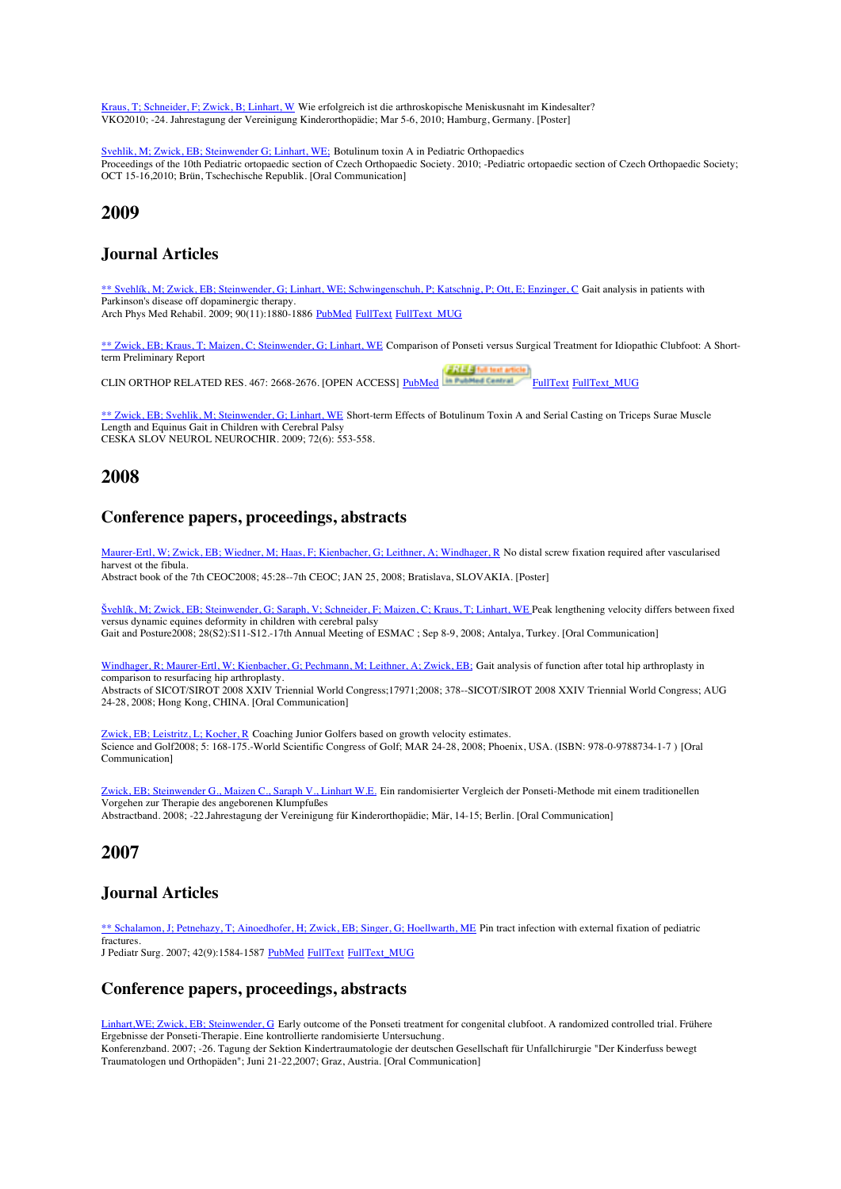Kraus, T; Schneider, F; Zwick, B; Linhart, W Wie erfolgreich ist die arthroskopische Meniskusnaht im Kindesalter?
VKO2010; -24. Jahrestagung der Vereinigung Kinderorthopädie; Mar 5-6, 2010; Hamburg, Germany. [Poster]

Svehlik, M; Zwick, EB; Steinwender G; Linhart, WE; Botulinum toxin A in Pediatric Orthopaedics
Proceedings of the 10th Pediatric ortopaedic section of Czech Orthopaedic Society. 2010; -Pediatric ortopaedic section of Czech Orthopaedic Society; OCT 15-16,2010; Brün, Tschechische Republik. [Oral Communication]

## 2009

## Journal Articles

** Svehlík, M; Zwick, EB; Steinwender, G; Linhart, WE; Schwingenschuh, P; Katschnig, P; Ott, E; Enzinger, C Gait analysis in patients with Parkinson's disease off dopaminergic therapy.
Arch Phys Med Rehabil. 2009; 90(11):1880-1886 PubMed FullText FullText_MUG

** Zwick, EB; Kraus, T; Maizen, C; Steinwender, G; Linhart, WE Comparison of Ponseti versus Surgical Treatment for Idiopathic Clubfoot: A Short-term Preliminary Report
CLIN ORTHOP RELATED RES. 467: 2668-2676. [OPEN ACCESS] PubMed FullText FullText_MUG

** Zwick, EB; Svehlik, M; Steinwender, G; Linhart, WE Short-term Effects of Botulinum Toxin A and Serial Casting on Triceps Surae Muscle Length and Equinus Gait in Children with Cerebral Palsy
CESKA SLOV NEUROL NEUROCHIR. 2009; 72(6): 553-558.

## 2008

## Conference papers, proceedings, abstracts

Maurer-Ertl, W; Zwick, EB; Wiedner, M; Haas, F; Kienbacher, G; Leithner, A; Windhager, R No distal screw fixation required after vascularised harvest ot the fibula.
Abstract book of the 7th CEOC2008; 45:28--7th CEOC; JAN 25, 2008; Bratislava, SLOVAKIA. [Poster]

Švehlík, M; Zwick, EB; Steinwender, G; Saraph, V; Schneider, F; Maizen, C; Kraus, T; Linhart, WE Peak lengthening velocity differs between fixed versus dynamic equines deformity in children with cerebral palsy
Gait and Posture2008; 28(S2):S11-S12.-17th Annual Meeting of ESMAC ; Sep 8-9, 2008; Antalya, Turkey. [Oral Communication]

Windhager, R; Maurer-Ertl, W; Kienbacher, G; Pechmann, M; Leithner, A; Zwick, EB; Gait analysis of function after total hip arthroplasty in comparison to resurfacing hip arthroplasty.
Abstracts of SICOT/SIROT 2008 XXIV Triennial World Congress;17971;2008; 378--SICOT/SIROT 2008 XXIV Triennial World Congress; AUG 24-28, 2008; Hong Kong, CHINA. [Oral Communication]

Zwick, EB; Leistritz, L; Kocher, R Coaching Junior Golfers based on growth velocity estimates.
Science and Golf2008; 5: 168-175.-World Scientific Congress of Golf; MAR 24-28, 2008; Phoenix, USA. (ISBN: 978-0-9788734-1-7 ) [Oral Communication]

Zwick, EB; Steinwender G., Maizen C., Saraph V., Linhart W.E. Ein randomisierter Vergleich der Ponseti-Methode mit einem traditionellen Vorgehen zur Therapie des angeborenen Klumpfußes
Abstractband. 2008; -22.Jahrestagung der Vereinigung für Kinderorthopädie; Mär, 14-15; Berlin. [Oral Communication]

## 2007

## Journal Articles

** Schalamon, J; Petnehazy, T; Ainoedhofer, H; Zwick, EB; Singer, G; Hoellwarth, ME Pin tract infection with external fixation of pediatric fractures.
J Pediatr Surg. 2007; 42(9):1584-1587 PubMed FullText FullText_MUG

## Conference papers, proceedings, abstracts

Linhart,WE; Zwick, EB; Steinwender, G Early outcome of the Ponseti treatment for congenital clubfoot. A randomized controlled trial. Frühere Ergebnisse der Ponseti-Therapie. Eine kontrollierte randomisierte Untersuchung.
Konferenzband. 2007; -26. Tagung der Sektion Kindertraumatologie der deutschen Gesellschaft für Unfallchirurgie "Der Kinderfuss bewegt Traumatologen und Orthopäden"; Juni 21-22,2007; Graz, Austria. [Oral Communication]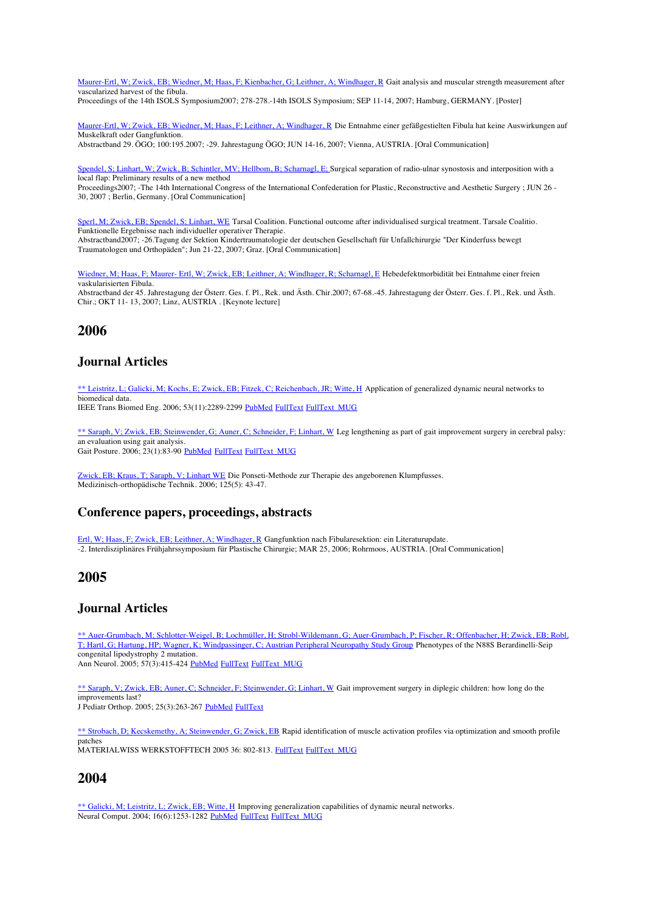Maurer-Ertl, W; Zwick, EB; Wiedner, M; Haas, F; Kienbacher, G; Leithner, A; Windhager, R Gait analysis and muscular strength measurement after vascularized harvest of the fibula.
Proceedings of the 14th ISOLS Symposium2007; 278-278.-14th ISOLS Symposium; SEP 11-14, 2007; Hamburg, GERMANY. [Poster]

Maurer-Ertl, W; Zwick, EB; Wiedner, M; Haas, F; Leithner, A; Windhager, R Die Entnahme einer gefäßgestielten Fibula hat keine Auswirkungen auf Muskelkraft oder Gangfunktion.
Abstractband 29. ÖGO; 100:195.2007; -29. Jahrestagung ÖGO; JUN 14-16, 2007; Vienna, AUSTRIA. [Oral Communication]

Spendel, S; Linhart, W; Zwick, B; Schintler, MV; Hellbom, B; Scharnagl, E; Surgical separation of radio-ulnar synostosis and interposition with a local flap: Preliminary results of a new method
Proceedings2007; -The 14th International Congress of the International Confederation for Plastic, Reconstructive and Aesthetic Surgery ; JUN 26 - 30, 2007 ; Berlin, Germany. [Oral Communication]

Sperl, M; Zwick, EB; Spendel, S; Linhart, WE Tarsal Coalition. Functional outcome after individualised surgical treatment. Tarsale Coalitio. Funktionelle Ergebnisse nach individueller operativer Therapie.
Abstractband2007; -26.Tagung der Sektion Kindertraumatologie der deutschen Gesellschaft für Unfallchirurgie "Der Kinderfuss bewegt Traumatologen und Orthopäden"; Jun 21-22, 2007; Graz. [Oral Communication]

Wiedner, M; Haas, F; Maurer- Ertl, W; Zwick, EB; Leithner, A; Windhager, R; Scharnagl, E Hebedefektmorbidität bei Entnahme einer freien vaskularisierten Fibula.
Abstractband der 45. Jahrestagung der Österr. Ges. f. Pl., Rek. und Ästh. Chir.2007; 67-68.-45. Jahrestagung der Österr. Ges. f. Pl., Rek. und Ästh. Chir.; OKT 11- 13, 2007; Linz, AUSTRIA . [Keynote lecture]

# 2006

## Journal Articles

** Leistritz, L; Galicki, M; Kochs, E; Zwick, EB; Fitzek, C; Reichenbach, JR; Witte, H Application of generalized dynamic neural networks to biomedical data.
IEEE Trans Biomed Eng. 2006; 53(11):2289-2299 PubMed FullText FullText_MUG

** Saraph, V; Zwick, EB; Steinwender, G; Auner, C; Schneider, F; Linhart, W Leg lengthening as part of gait improvement surgery in cerebral palsy: an evaluation using gait analysis.
Gait Posture. 2006; 23(1):83-90 PubMed FullText FullText_MUG

Zwick, EB; Kraus, T; Saraph, V; Linhart WE Die Ponseti-Methode zur Therapie des angeborenen Klumpfusses.
Medizinisch-orthopädische Technik. 2006; 125(5): 43-47.

## Conference papers, proceedings, abstracts

Ertl, W; Haas, F; Zwick, EB; Leithner, A; Windhager, R Gangfunktion nach Fibularesektion: ein Literaturupdate.
-2. Interdisziplinäres Frühjahrssymposium für Plastische Chirurgie; MAR 25, 2006; Rohrmoos, AUSTRIA. [Oral Communication]

# 2005

## Journal Articles

** Auer-Grumbach, M; Schlotter-Weigel, B; Lochmüller, H; Strobl-Wildemann, G; Auer-Grumbach, P; Fischer, R; Offenbacher, H; Zwick, EB; Robl, T; Hartl, G; Hartung, HP; Wagner, K; Windpassinger, C; Austrian Peripheral Neuropathy Study Group Phenotypes of the N88S Berardinelli-Seip congenital lipodystrophy 2 mutation.
Ann Neurol. 2005; 57(3):415-424 PubMed FullText FullText_MUG

** Saraph, V; Zwick, EB; Auner, C; Schneider, F; Steinwender, G; Linhart, W Gait improvement surgery in diplegic children: how long do the improvements last?
J Pediatr Orthop. 2005; 25(3):263-267 PubMed FullText

** Strobach, D; Kecskemethy, A; Steinwender, G; Zwick, EB Rapid identification of muscle activation profiles via optimization and smooth profile patches
MATERIALWISS WERKSTOFFTECH 2005 36: 802-813. FullText FullText_MUG

# 2004

** Galicki, M; Leistritz, L; Zwick, EB; Witte, H Improving generalization capabilities of dynamic neural networks.
Neural Comput. 2004; 16(6):1253-1282 PubMed FullText FullText_MUG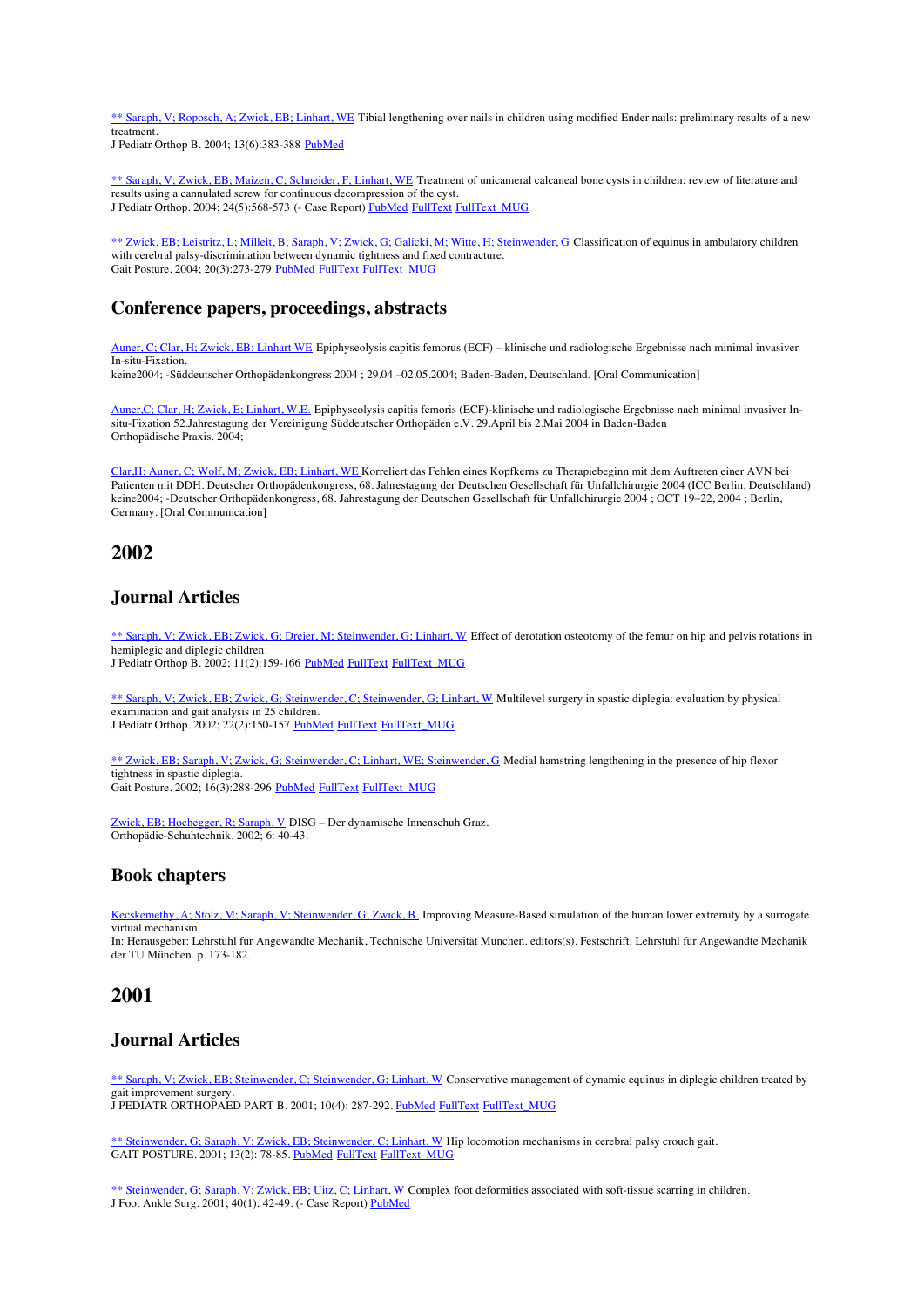** Saraph, V; Roposch, A; Zwick, EB; Linhart, WE Tibial lengthening over nails in children using modified Ender nails: preliminary results of a new treatment.
J Pediatr Orthop B. 2004; 13(6):383-388 PubMed

** Saraph, V; Zwick, EB; Maizen, C; Schneider, F; Linhart, WE Treatment of unicameral calcaneal bone cysts in children: review of literature and results using a cannulated screw for continuous decompression of the cyst.
J Pediatr Orthop. 2004; 24(5):568-573 (- Case Report) PubMed FullText FullText_MUG

** Zwick, EB; Leistritz, L; Milleit, B; Saraph, V; Zwick, G; Galicki, M; Witte, H; Steinwender, G Classification of equinus in ambulatory children with cerebral palsy-discrimination between dynamic tightness and fixed contracture.
Gait Posture. 2004; 20(3):273-279 PubMed FullText FullText_MUG

## Conference papers, proceedings, abstracts

Auner, C; Clar, H; Zwick, EB; Linhart WE Epiphyseolysis capitis femorus (ECF) – klinische und radiologische Ergebnisse nach minimal invasiver In-situ-Fixation.
keine2004; -Süddeutscher Orthopädenkongress 2004 ; 29.04.–02.05.2004; Baden-Baden, Deutschland. [Oral Communication]

Auner,C; Clar, H; Zwick, E; Linhart, W.E. Epiphyseolysis capitis femoris (ECF)-klinische und radiologische Ergebnisse nach minimal invasiver In-situ-Fixation 52.Jahrestagung der Vereinigung Süddeutscher Orthopäden e.V. 29.April bis 2.Mai 2004 in Baden-Baden
Orthopädische Praxis. 2004;

Clar,H; Auner, C; Wolf, M; Zwick, EB; Linhart, WE Korreliert das Fehlen eines Kopfkerns zu Therapiebeginn mit dem Auftreten einer AVN bei Patienten mit DDH. Deutscher Orthopädenkongress, 68. Jahrestagung der Deutschen Gesellschaft für Unfallchirurgie 2004 (ICC Berlin, Deutschland)
keine2004; -Deutscher Orthopädenkongress, 68. Jahrestagung der Deutschen Gesellschaft für Unfallchirurgie 2004 ; OCT 19–22, 2004 ; Berlin, Germany. [Oral Communication]

# 2002

## Journal Articles

** Saraph, V; Zwick, EB; Zwick, G; Dreier, M; Steinwender, G; Linhart, W Effect of derotation osteotomy of the femur on hip and pelvis rotations in hemiplegic and diplegic children.
J Pediatr Orthop B. 2002; 11(2):159-166 PubMed FullText FullText_MUG

** Saraph, V; Zwick, EB; Zwick, G; Steinwender, C; Steinwender, G; Linhart, W Multilevel surgery in spastic diplegia: evaluation by physical examination and gait analysis in 25 children.
J Pediatr Orthop. 2002; 22(2):150-157 PubMed FullText FullText_MUG

** Zwick, EB; Saraph, V; Zwick, G; Steinwender, C; Linhart, WE; Steinwender, G Medial hamstring lengthening in the presence of hip flexor tightness in spastic diplegia.
Gait Posture. 2002; 16(3):288-296 PubMed FullText FullText_MUG

Zwick, EB; Hochegger, R; Saraph, V DISG – Der dynamische Innenschuh Graz.
Orthopädie-Schuhtechnik. 2002; 6: 40-43.

## Book chapters

Kecskemethy, A; Stolz, M; Saraph, V; Steinwender, G; Zwick, B. Improving Measure-Based simulation of the human lower extremity by a surrogate virtual mechanism.
In: Herausgeber: Lehrstuhl für Angewandte Mechanik, Technische Universität München. editors(s). Festschrift: Lehrstuhl für Angewandte Mechanik der TU München. p. 173-182.

# 2001

## Journal Articles

** Saraph, V; Zwick, EB; Steinwender, C; Steinwender, G; Linhart, W Conservative management of dynamic equinus in diplegic children treated by gait improvement surgery.
J PEDIATR ORTHOPAED PART B. 2001; 10(4): 287-292. PubMed FullText FullText_MUG

** Steinwender, G; Saraph, V; Zwick, EB; Steinwender, C; Linhart, W Hip locomotion mechanisms in cerebral palsy crouch gait.
GAIT POSTURE. 2001; 13(2): 78-85. PubMed FullText FullText_MUG

** Steinwender, G; Saraph, V; Zwick, EB; Uitz, C; Linhart, W Complex foot deformities associated with soft-tissue scarring in children.
J Foot Ankle Surg. 2001; 40(1): 42-49. (- Case Report) PubMed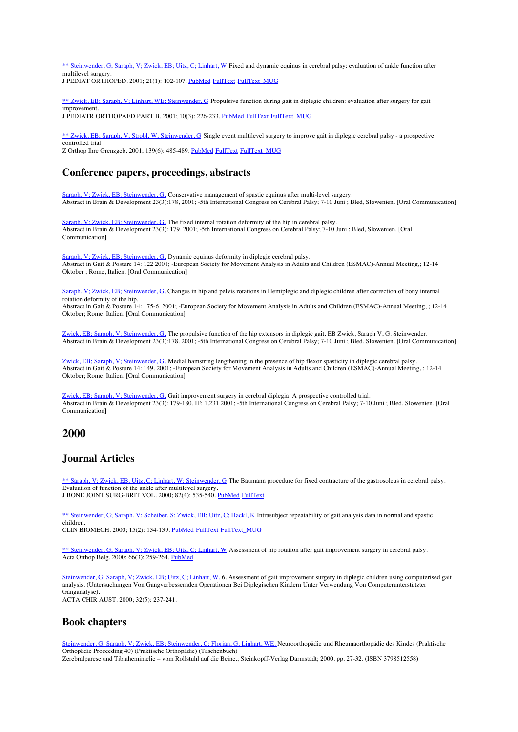** Steinwender, G; Saraph, V; Zwick, EB; Uitz, C; Linhart, W Fixed and dynamic equinus in cerebral palsy: evaluation of ankle function after multilevel surgery.
J PEDIAT ORTHOPED. 2001; 21(1): 102-107. PubMed FullText FullText_MUG

** Zwick, EB; Saraph, V; Linhart, WE; Steinwender, G Propulsive function during gait in diplegic children: evaluation after surgery for gait improvement.
J PEDIATR ORTHOPAED PART B. 2001; 10(3): 226-233. PubMed FullText FullText_MUG

** Zwick, EB; Saraph, V; Strobl, W; Steinwender, G Single event multilevel surgery to improve gait in diplegic cerebral palsy - a prospective controlled trial
Z Orthop Ihre Grenzgeb. 2001; 139(6): 485-489. PubMed FullText FullText_MUG

## Conference papers, proceedings, abstracts

Saraph, V; Zwick, EB; Steinwender, G. Conservative management of spastic equinus after multi-level surgery.
Abstract in Brain & Development 23(3):178, 2001; -5th International Congress on Cerebral Palsy; 7-10 Juni ; Bled, Slowenien. [Oral Communication]

Saraph, V; Zwick, EB; Steinwender, G. The fixed internal rotation deformity of the hip in cerebral palsy.
Abstract in Brain & Development 23(3): 179. 2001; -5th International Congress on Cerebral Palsy; 7-10 Juni ; Bled, Slowenien. [Oral Communication]

Saraph, V; Zwick, EB; Steinwender, G. Dynamic equinus deformity in diplegic cerebral palsy.
Abstract in Gait & Posture 14: 122 2001; -European Society for Movement Analysis in Adults and Children (ESMAC)-Annual Meeting,; 12-14 Oktober ; Rome, Italien. [Oral Communication]

Saraph, V; Zwick, EB; Steinwender, G. Changes in hip and pelvis rotations in Hemiplegic and diplegic children after correction of bony internal rotation deformity of the hip.
Abstract in Gait & Posture 14: 175-6. 2001; -European Society for Movement Analysis in Adults and Children (ESMAC)-Annual Meeting, ; 12-14 Oktober; Rome, Italien. [Oral Communication]

Zwick, EB; Saraph, V; Steinwender, G. The propulsive function of the hip extensors in diplegic gait. EB Zwick, Saraph V, G. Steinwender.
Abstract in Brain & Development 23(3):178. 2001; -5th International Congress on Cerebral Palsy; 7-10 Juni ; Bled, Slowenien. [Oral Communication]

Zwick, EB; Saraph, V; Steinwender, G. Medial hamstring lengthening in the presence of hip flexor spasticity in diplegic cerebral palsy.
Abstract in Gait & Posture 14: 149. 2001; -European Society for Movement Analysis in Adults and Children (ESMAC)-Annual Meeting, ; 12-14 Oktober; Rome, Italien. [Oral Communication]

Zwick, EB; Saraph, V; Steinwender, G. Gait improvement surgery in cerebral diplegia. A prospective controlled trial.
Abstract in Brain & Development 23(3): 179-180. IF: 1.231 2001; -5th International Congress on Cerebral Palsy; 7-10 Juni ; Bled, Slowenien. [Oral Communication]

# 2000

## Journal Articles

** Saraph, V; Zwick, EB; Uitz, C; Linhart, W; Steinwender, G The Baumann procedure for fixed contracture of the gastrosoleus in cerebral palsy. Evaluation of function of the ankle after multilevel surgery.
J BONE JOINT SURG-BRIT VOL. 2000; 82(4): 535-540. PubMed FullText

** Steinwender, G; Saraph, V; Scheiber, S; Zwick, EB; Uitz, C; Hackl, K Intrasubject repeatability of gait analysis data in normal and spastic children.
CLIN BIOMECH. 2000; 15(2): 134-139. PubMed FullText FullText_MUG

** Steinwender, G; Saraph, V; Zwick, EB; Uitz, C; Linhart, W Assessment of hip rotation after gait improvement surgery in cerebral palsy.
Acta Orthop Belg. 2000; 66(3): 259-264. PubMed

Steinwender, G; Saraph, V; Zwick, EB; Uitz, C; Linhart, W. 6. Assessment of gait improvement surgery in diplegic children using computerised gait analysis. (Untersuchungen Von Gangverbessernden Operationen Bei Diplegischen Kindern Unter Verwendung Von Computerunterstützter Ganganalyse).
ACTA CHIR AUST. 2000; 32(5): 237-241.

## Book chapters

Steinwender, G; Saraph, V; Zwick, EB; Steinwender, C; Florian, G; Linhart, WE. Neuroorthopädie und Rheumaorthopädie des Kindes (Praktische Orthopädie Proceeding 40) (Praktische Orthopädie) (Taschenbuch)
Zerebralparese und Tibiahemimelie – vom Rollstuhl auf die Beine.; Steinkopff-Verlag Darmstadt; 2000. pp. 27-32. (ISBN 3798512558)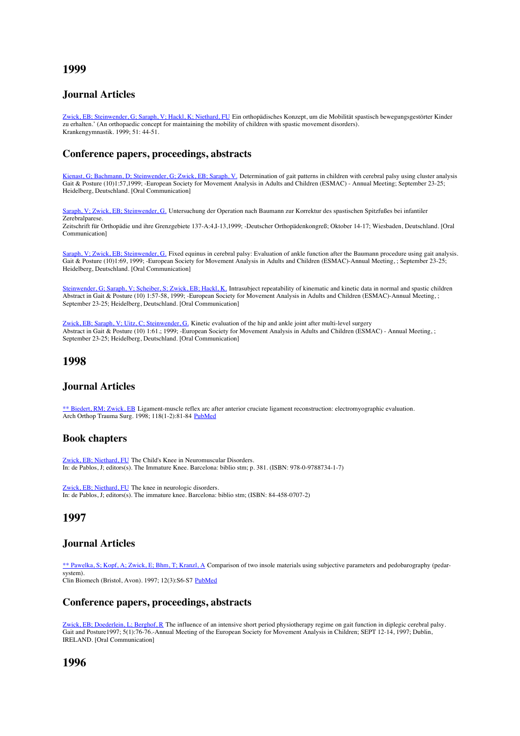# 1999

## Journal Articles

Zwick, EB; Steinwender, G; Saraph, V; Hackl, K; Niethard, FU Ein orthopädisches Konzept, um die Mobilität spastisch bewegungsgestörter Kinder zu erhalten.' (An orthopaedic concept for maintaining the mobility of children with spastic movement disorders).
Krankengymnastik. 1999; 51: 44-51.

## Conference papers, proceedings, abstracts

Kienast, G; Bachmann, D; Steinwender, G; Zwick, EB; Saraph, V. Determination of gait patterns in children with cerebral palsy using cluster analysis
Gait & Posture (10)1:57,1999; -European Society for Movement Analysis in Adults and Children (ESMAC) - Annual Meeting; September 23-25; Heidelberg, Deutschland. [Oral Communication]

Saraph, V; Zwick, EB; Steinwender, G. Untersuchung der Operation nach Baumann zur Korrektur des spastischen Spitzfußes bei infantiler Zerebralparese.
Zeitschrift für Orthopädie und ihre Grenzgebiete 137-A:4,I-13,1999; -Deutscher Orthopädenkongreß; Oktober 14-17; Wiesbaden, Deutschland. [Oral Communication]

Saraph, V; Zwick, EB; Steinwender, G. Fixed equinus in cerebral palsy: Evaluation of ankle function after the Baumann procedure using gait analysis.
Gait & Posture (10)1:69, 1999; -European Society for Movement Analysis in Adults and Children (ESMAC)-Annual Meeting, ; September 23-25; Heidelberg, Deutschland. [Oral Communication]

Steinwender, G; Saraph, V; Scheiber, S; Zwick, EB; Hackl, K. Intrasubject repeatability of kinematic and kinetic data in normal and spastic children
Abstract in Gait & Posture (10) 1:57-58, 1999; -European Society for Movement Analysis in Adults and Children (ESMAC)-Annual Meeting, ; September 23-25; Heidelberg, Deutschland. [Oral Communication]

Zwick, EB; Saraph, V; Uitz, C; Steinwender, G. Kinetic evaluation of the hip and ankle joint after multi-level surgery
Abstract in Gait & Posture (10) 1:61.; 1999; -European Society for Movement Analysis in Adults and Children (ESMAC) - Annual Meeting, ; September 23-25; Heidelberg, Deutschland. [Oral Communication]

# 1998

## Journal Articles

** Biedert, RM; Zwick, EB Ligament-muscle reflex arc after anterior cruciate ligament reconstruction: electromyographic evaluation.
Arch Orthop Trauma Surg. 1998; 118(1-2):81-84 PubMed

## Book chapters

Zwick, EB; Niethard, FU The Child's Knee in Neuromuscular Disorders.
In: de Pablos, J; editors(s). The Immature Knee. Barcelona: biblio stm; p. 381. (ISBN: 978-0-9788734-1-7)

Zwick, EB; Niethard, FU The knee in neurologic disorders.
In: de Pablos, J; editors(s). The immature knee. Barcelona: biblio stm; (ISBN: 84-458-0707-2)

# 1997

## Journal Articles

** Pawelka, S; Kopf, A; Zwick, E; Bhm, T; Kranzl, A Comparison of two insole materials using subjective parameters and pedobarography (pedar-system).
Clin Biomech (Bristol, Avon). 1997; 12(3):S6-S7 PubMed

## Conference papers, proceedings, abstracts

Zwick, EB; Doederlein, L; Berghof, R The influence of an intensive short period physiotherapy regime on gait function in diplegic cerebral palsy.
Gait and Posture1997; 5(1):76-76.-Annual Meeting of the European Society for Movement Analysis in Children; SEPT 12-14, 1997; Dublin, IRELAND. [Oral Communication]

# 1996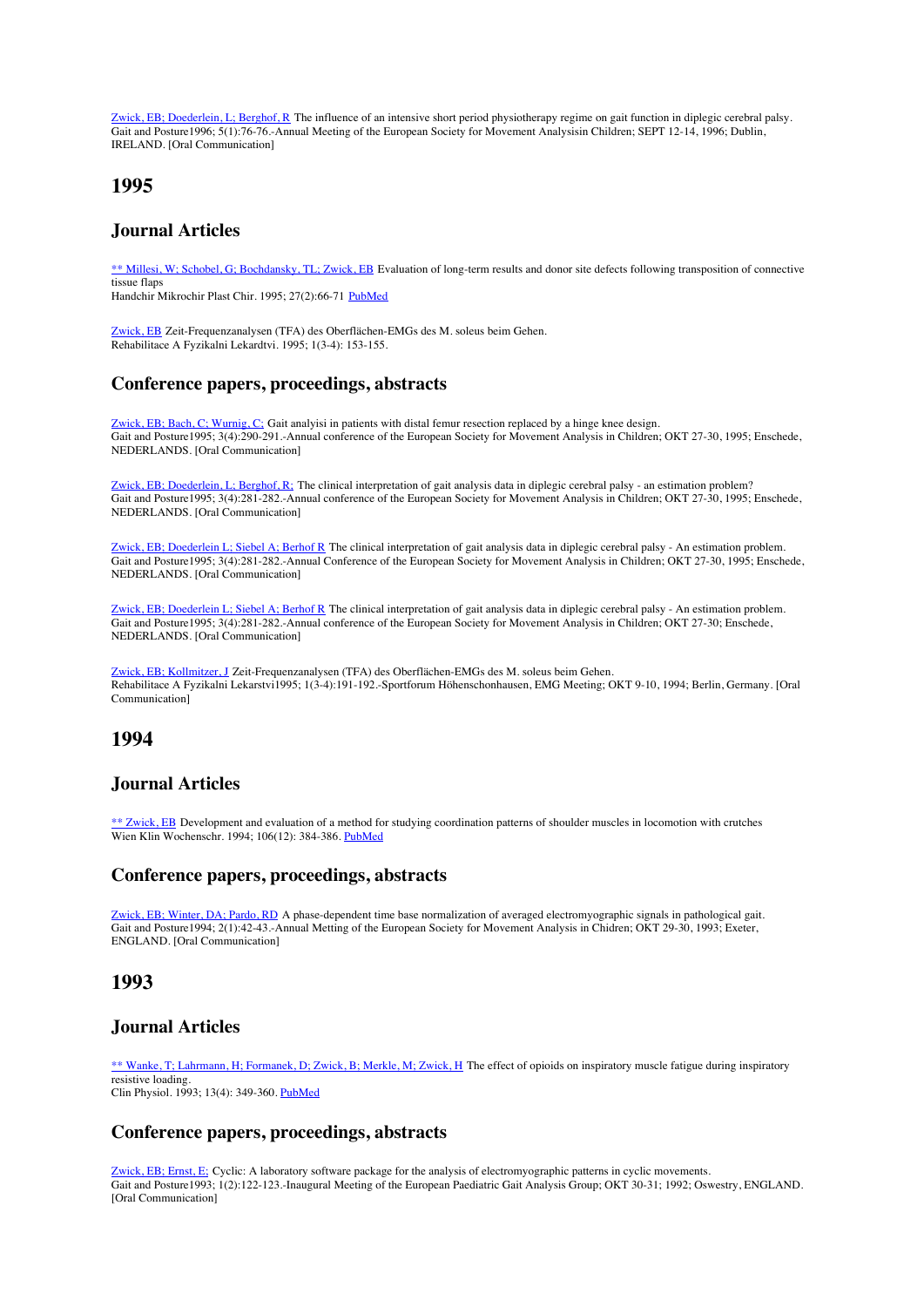Zwick, EB; Doederlein, L; Berghof, R The influence of an intensive short period physiotherapy regime on gait function in diplegic cerebral palsy.
Gait and Posture1996; 5(1):76-76.-Annual Meeting of the European Society for Movement Analysisin Children; SEPT 12-14, 1996; Dublin, IRELAND. [Oral Communication]

# 1995

## Journal Articles

** Millesi, W; Schobel, G; Bochdansky, TL; Zwick, EB Evaluation of long-term results and donor site defects following transposition of connective tissue flaps
Handchir Mikrochir Plast Chir. 1995; 27(2):66-71 PubMed

Zwick, EB Zeit-Frequenzanalysen (TFA) des Oberflächen-EMGs des M. soleus beim Gehen.
Rehabilitace A Fyzikalni Lekardtvi. 1995; 1(3-4): 153-155.

## Conference papers, proceedings, abstracts

Zwick, EB; Bach, C; Wurnig, C; Gait analyisi in patients with distal femur resection replaced by a hinge knee design.
Gait and Posture1995; 3(4):290-291.-Annual conference of the European Society for Movement Analysis in Children; OKT 27-30, 1995; Enschede, NEDERLANDS. [Oral Communication]

Zwick, EB; Doederlein, L; Berghof, R; The clinical interpretation of gait analysis data in diplegic cerebral palsy - an estimation problem?
Gait and Posture1995; 3(4):281-282.-Annual conference of the European Society for Movement Analysis in Children; OKT 27-30, 1995; Enschede, NEDERLANDS. [Oral Communication]

Zwick, EB; Doederlein L; Siebel A; Berhof R The clinical interpretation of gait analysis data in diplegic cerebral palsy - An estimation problem.
Gait and Posture1995; 3(4):281-282.-Annual Conference of the European Society for Movement Analysis in Children; OKT 27-30, 1995; Enschede, NEDERLANDS. [Oral Communication]

Zwick, EB; Doederlein L; Siebel A; Berhof R The clinical interpretation of gait analysis data in diplegic cerebral palsy - An estimation problem.
Gait and Posture1995; 3(4):281-282.-Annual conference of the European Society for Movement Analysis in Children; OKT 27-30; Enschede, NEDERLANDS. [Oral Communication]

Zwick, EB; Kollmitzer, J Zeit-Frequenzanalysen (TFA) des Oberflächen-EMGs des M. soleus beim Gehen.
Rehabilitace A Fyzikalni Lekarstvi1995; 1(3-4):191-192.-Sportforum Höhenschonhausen, EMG Meeting; OKT 9-10, 1994; Berlin, Germany. [Oral Communication]

# 1994

## Journal Articles

** Zwick, EB Development and evaluation of a method for studying coordination patterns of shoulder muscles in locomotion with crutches
Wien Klin Wochenschr. 1994; 106(12): 384-386. PubMed

## Conference papers, proceedings, abstracts

Zwick, EB; Winter, DA; Pardo, RD A phase-dependent time base normalization of averaged electromyographic signals in pathological gait.
Gait and Posture1994; 2(1):42-43.-Annual Metting of the European Society for Movement Analysis in Chidren; OKT 29-30, 1993; Exeter, ENGLAND. [Oral Communication]

# 1993

## Journal Articles

** Wanke, T; Lahrmann, H; Formanek, D; Zwick, B; Merkle, M; Zwick, H The effect of opioids on inspiratory muscle fatigue during inspiratory resistive loading.
Clin Physiol. 1993; 13(4): 349-360. PubMed

## Conference papers, proceedings, abstracts

Zwick, EB; Ernst, E; Cyclic: A laboratory software package for the analysis of electromyographic patterns in cyclic movements.
Gait and Posture1993; 1(2):122-123.-Inaugural Meeting of the European Paediatric Gait Analysis Group; OKT 30-31; 1992; Oswestry, ENGLAND. [Oral Communication]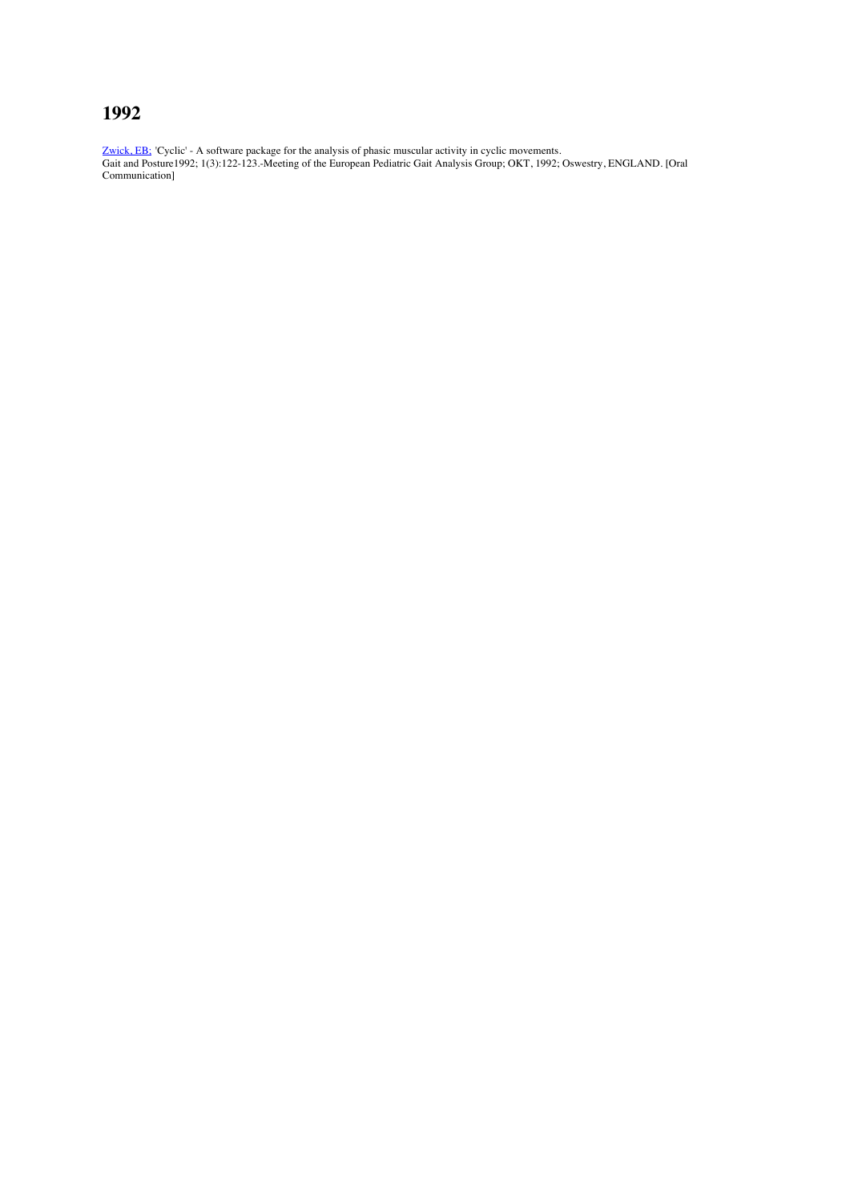# 1992

[Zwick, EB;](#) 'Cyclic' - A software package for the analysis of phasic muscular activity in cyclic movements.
Gait and Posture1992; 1(3):122-123.-Meeting of the European Pediatric Gait Analysis Group; OKT, 1992; Oswestry, ENGLAND. [Oral Communication]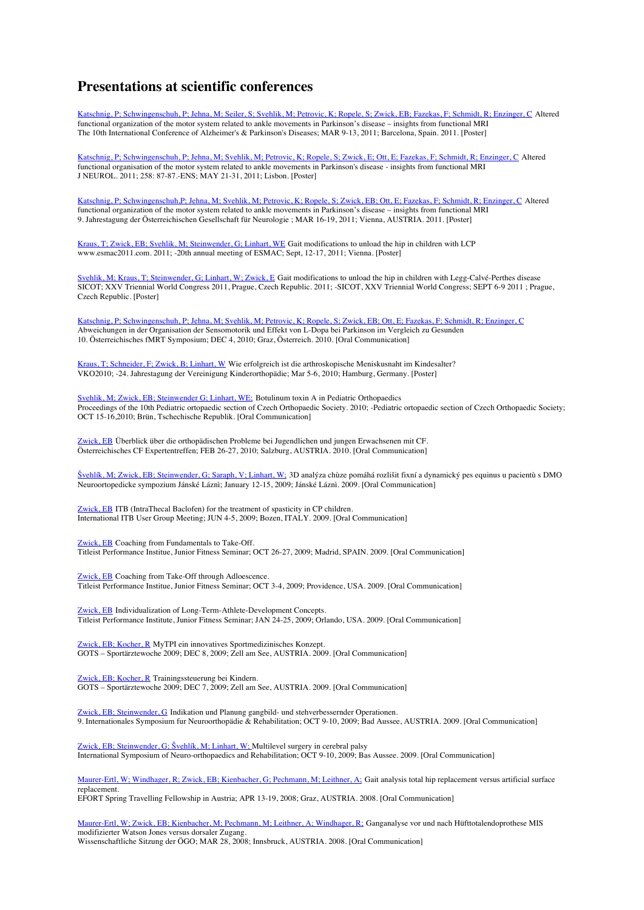# Presentations at scientific conferences

Katschnig, P; Schwingenschuh, P; Jehna, M; Seiler, S; Svehlik, M; Petrovic, K; Ropele, S; Zwick, EB; Fazekas, F; Schmidt, R; Enzinger, C Altered functional organization of the motor system related to ankle movements in Parkinson's disease – insights from functional MRI
The 10th International Conference of Alzheimer's & Parkinson's Diseases; MAR 9-13, 2011; Barcelona, Spain. 2011. [Poster]

Katschnig, P; Schwingenschuh, P; Jehna, M; Svehlik, M; Petrovic, K; Ropele, S; Zwick, E; Ott, E; Fazekas, F; Schmidt, R; Enzinger, C Altered functional organisation of the motor system related to ankle movements in Parkinson's disease - insights from functional MRI
J NEUROL. 2011; 258: 87-87.-ENS; MAY 21-31, 2011; Lisbon. [Poster]

Katschnig, P; Schwingenschuh,P; Jehna, M; Svehlik, M; Petrovic, K; Ropele, S; Zwick, EB; Ott, E; Fazekas, F; Schmidt, R; Enzinger, C Altered functional organization of the motor system related to ankle movements in Parkinson's disease – insights from functional MRI
9. Jahrestagung der Österreichischen Gesellschaft für Neurologie ; MAR 16-19, 2011; Vienna, AUSTRIA. 2011. [Poster]

Kraus, T; Zwick, EB; Svehlik, M; Steinwender, G; Linhart, WE Gait modifications to unload the hip in children with LCP
www.esmac2011.com. 2011; -20th annual meeting of ESMAC; Sept, 12-17, 2011; Vienna. [Poster]

Svehlik, M; Kraus, T; Steinwender, G; Linhart, W; Zwick, E Gait modifications to unload the hip in children with Legg-Calvé-Perthes disease
SICOT; XXV Triennial World Congress 2011, Prague, Czech Republic. 2011; -SICOT, XXV Triennial World Congress; SEPT 6-9 2011 ; Prague, Czech Republic. [Poster]

Katschnig, P; Schwingenschuh, P; Jehna, M; Svehlik, M; Petrovic, K; Ropele, S; Zwick, EB; Ott, E; Fazekas, F; Schmidt, R; Enzinger, C
Abweichungen in der Organisation der Sensomotorik und Effekt von L-Dopa bei Parkinson im Vergleich zu Gesunden
10. Österreichisches fMRT Symposium; DEC 4, 2010; Graz, Österreich. 2010. [Oral Communication]

Kraus, T; Schneider, F; Zwick, B; Linhart, W Wie erfolgreich ist die arthroskopische Meniskusnaht im Kindesalter?
VKO2010; -24. Jahrestagung der Vereinigung Kinderorthopädie; Mar 5-6, 2010; Hamburg, Germany. [Poster]

Svehlik, M; Zwick, EB; Steinwender G; Linhart, WE; Botulinum toxin A in Pediatric Orthopaedics
Proceedings of the 10th Pediatric ortopaedic section of Czech Orthopaedic Society. 2010; -Pediatric ortopaedic section of Czech Orthopaedic Society; OCT 15-16,2010; Brün, Tschechische Republik. [Oral Communication]

Zwick, EB Überblick über die orthopädischen Probleme bei Jugendlichen und jungen Erwachsenen mit CF.
Österreichisches CF Expertentreffen; FEB 26-27, 2010; Salzburg, AUSTRIA. 2010. [Oral Communication]

Švehlík, M; Zwick, EB; Steinwender, G; Saraph, V; Linhart, W; 3D analýza chùze pomáhá rozlišit fixní a dynamický pes equinus u pacientù s DMO
Neuroortopedicke sympozium Jánské Lázni; January 12-15, 2009; Jánské Lázni. 2009. [Oral Communication]

Zwick, EB ITB (IntraThecal Baclofen) for the treatment of spasticity in CP children.
International ITB User Group Meeting; JUN 4-5, 2009; Bozen, ITALY. 2009. [Oral Communication]

Zwick, EB Coaching from Fundamentals to Take-Off.
Titleist Performance Institue, Junior Fitness Seminar; OCT 26-27, 2009; Madrid, SPAIN. 2009. [Oral Communication]

Zwick, EB Coaching from Take-Off through Adloescence.
Titleist Performance Institue, Junior Fitness Seminar; OCT 3-4, 2009; Providence, USA. 2009. [Oral Communication]

Zwick, EB Individualization of Long-Term-Athlete-Development Concepts.
Titleist Performance Institute, Junior Fitness Seminar; JAN 24-25, 2009; Orlando, USA. 2009. [Oral Communication]

Zwick, EB; Kocher, R MyTPI ein innovatives Sportmedizinisches Konzept.
GOTS – Sportärztewoche 2009; DEC 8, 2009; Zell am See, AUSTRIA. 2009. [Oral Communication]

Zwick, EB; Kocher, R Trainingssteuerung bei Kindern.
GOTS – Sportärztewoche 2009; DEC 7, 2009; Zell am See, AUSTRIA. 2009. [Oral Communication]

Zwick, EB; Steinwender, G Indikation und Planung gangbild- und stehverbessernder Operationen.
9. Internationales Symposium fur Neuroorthopädie & Rehabilitation; OCT 9-10, 2009; Bad Aussee, AUSTRIA. 2009. [Oral Communication]

Zwick, EB; Steinwender, G; Švehlík, M; Linhart, W; Multilevel surgery in cerebral palsy
International Symposium of Neuro-orthopaedics and Rehabilitation; OCT 9-10, 2009; Bas Aussee. 2009. [Oral Communication]

Maurer-Ertl, W; Windhager, R; Zwick, EB; Kienbacher, G; Pechmann, M; Leithner, A; Gait analysis total hip replacement versus artificial surface replacement.
EFORT Spring Travelling Fellowship in Austria; APR 13-19, 2008; Graz, AUSTRIA. 2008. [Oral Communication]

Maurer-Ertl, W; Zwick, EB; Kienbacher, M; Pechmann, M; Leithner, A; Windhager, R; Ganganalyse vor und nach Hüfttotalendoprothese MIS modifizierter Watson Jones versus dorsaler Zugang.
Wissenschaftliche Sitzung der ÖGO; MAR 28, 2008; Innsbruck, AUSTRIA. 2008. [Oral Communication]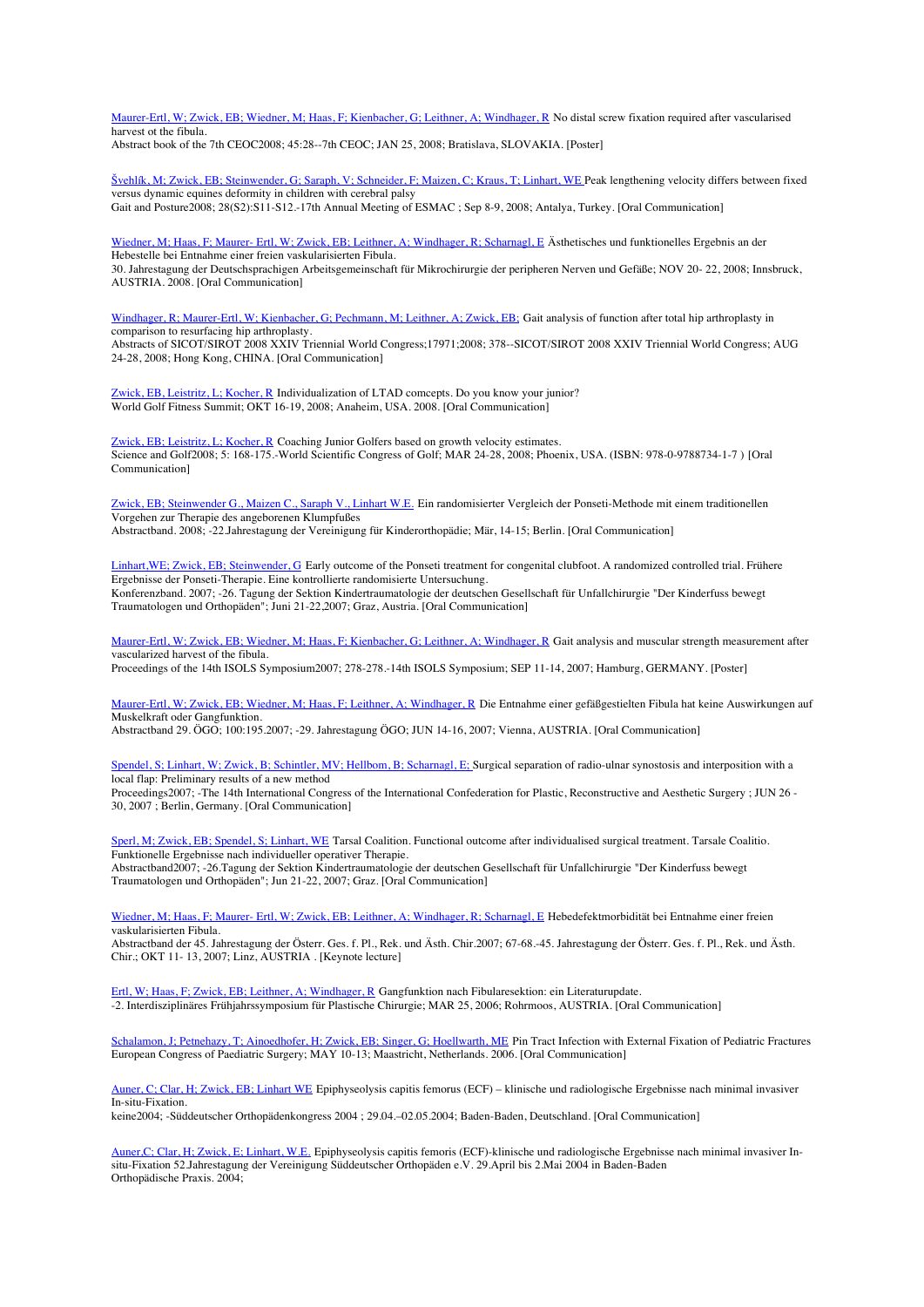Maurer-Ertl, W; Zwick, EB; Wiedner, M; Haas, F; Kienbacher, G; Leithner, A; Windhager, R No distal screw fixation required after vascularised harvest ot the fibula.
Abstract book of the 7th CEOC2008; 45:28--7th CEOC; JAN 25, 2008; Bratislava, SLOVAKIA. [Poster]

Švehlík, M; Zwick, EB; Steinwender, G; Saraph, V; Schneider, F; Maizen, C; Kraus, T; Linhart, WE Peak lengthening velocity differs between fixed versus dynamic equines deformity in children with cerebral palsy
Gait and Posture2008; 28(S2):S11-S12.-17th Annual Meeting of ESMAC ; Sep 8-9, 2008; Antalya, Turkey. [Oral Communication]

Wiedner, M; Haas, F; Maurer- Ertl, W; Zwick, EB; Leithner, A; Windhager, R; Scharnagl, E Ästhetisches und funktionelles Ergebnis an der Hebestelle bei Entnahme einer freien vaskularisierten Fibula.
30. Jahrestagung der Deutschsprachigen Arbeitsgemeinschaft für Mikrochirurgie der peripheren Nerven und Gefäße; NOV 20- 22, 2008; Innsbruck, AUSTRIA. 2008. [Oral Communication]

Windhager, R; Maurer-Ertl, W; Kienbacher, G; Pechmann, M; Leithner, A; Zwick, EB; Gait analysis of function after total hip arthroplasty in comparison to resurfacing hip arthroplasty.
Abstracts of SICOT/SIROT 2008 XXIV Triennial World Congress;17971;2008; 378--SICOT/SIROT 2008 XXIV Triennial World Congress; AUG 24-28, 2008; Hong Kong, CHINA. [Oral Communication]

Zwick, EB, Leistritz, L; Kocher, R Individualization of LTAD comcepts. Do you know your junior?
World Golf Fitness Summit; OKT 16-19, 2008; Anaheim, USA. 2008. [Oral Communication]

Zwick, EB; Leistritz, L; Kocher, R Coaching Junior Golfers based on growth velocity estimates.
Science and Golf2008; 5: 168-175.-World Scientific Congress of Golf; MAR 24-28, 2008; Phoenix, USA. (ISBN: 978-0-9788734-1-7 ) [Oral Communication]

Zwick, EB; Steinwender G., Maizen C., Saraph V., Linhart W.E. Ein randomisierter Vergleich der Ponseti-Methode mit einem traditionellen Vorgehen zur Therapie des angeborenen Klumpfußes
Abstractband. 2008; -22.Jahrestagung der Vereinigung für Kinderorthopädie; Mär, 14-15; Berlin. [Oral Communication]

Linhart,WE; Zwick, EB; Steinwender, G Early outcome of the Ponseti treatment for congenital clubfoot. A randomized controlled trial. Frühere Ergebnisse der Ponseti-Therapie. Eine kontrollierte randomisierte Untersuchung.
Konferenzband. 2007; -26. Tagung der Sektion Kindertraumatologie der deutschen Gesellschaft für Unfallchirurgie "Der Kinderfuss bewegt Traumatologen und Orthopäden"; Juni 21-22,2007; Graz, Austria. [Oral Communication]

Maurer-Ertl, W; Zwick, EB; Wiedner, M; Haas, F; Kienbacher, G; Leithner, A; Windhager, R Gait analysis and muscular strength measurement after vascularized harvest of the fibula.
Proceedings of the 14th ISOLS Symposium2007; 278-278.-14th ISOLS Symposium; SEP 11-14, 2007; Hamburg, GERMANY. [Poster]

Maurer-Ertl, W; Zwick, EB; Wiedner, M; Haas, F; Leithner, A; Windhager, R Die Entnahme einer gefäßgestielten Fibula hat keine Auswirkungen auf Muskelkraft oder Gangfunktion.
Abstractband 29. ÖGO; 100:195.2007; -29. Jahrestagung ÖGO; JUN 14-16, 2007; Vienna, AUSTRIA. [Oral Communication]

Spendel, S; Linhart, W; Zwick, B; Schintler, MV; Hellbom, B; Scharnagl, E; Surgical separation of radio-ulnar synostosis and interposition with a local flap: Preliminary results of a new method
Proceedings2007; -The 14th International Congress of the International Confederation for Plastic, Reconstructive and Aesthetic Surgery ; JUN 26 - 30, 2007 ; Berlin, Germany. [Oral Communication]

Sperl, M; Zwick, EB; Spendel, S; Linhart, WE Tarsal Coalition. Functional outcome after individualised surgical treatment. Tarsale Coalitio. Funktionelle Ergebnisse nach individueller operativer Therapie.
Abstractband2007; -26.Tagung der Sektion Kindertraumatologie der deutschen Gesellschaft für Unfallchirurgie "Der Kinderfuss bewegt Traumatologen und Orthopäden"; Jun 21-22, 2007; Graz. [Oral Communication]

Wiedner, M; Haas, F; Maurer- Ertl, W; Zwick, EB; Leithner, A; Windhager, R; Scharnagl, E Hebedefektmorbidität bei Entnahme einer freien vaskularisierten Fibula.
Abstractband der 45. Jahrestagung der Österr. Ges. f. Pl., Rek. und Ästh. Chir.2007; 67-68.-45. Jahrestagung der Österr. Ges. f. Pl., Rek. und Ästh. Chir.; OKT 11- 13, 2007; Linz, AUSTRIA . [Keynote lecture]

Ertl, W; Haas, F; Zwick, EB; Leithner, A; Windhager, R Gangfunktion nach Fibularesektion: ein Literaturupdate.
-2. Interdisziplinäres Frühjahrssymposium für Plastische Chirurgie; MAR 25, 2006; Rohrmoos, AUSTRIA. [Oral Communication]

Schalamon, J; Petnehazy, T; Ainoedhofer, H; Zwick, EB; Singer, G; Hoellwarth, ME Pin Tract Infection with External Fixation of Pediatric Fractures
European Congress of Paediatric Surgery; MAY 10-13; Maastricht, Netherlands. 2006. [Oral Communication]

Auner, C; Clar, H; Zwick, EB; Linhart WE Epiphyseolysis capitis femorus (ECF) – klinische und radiologische Ergebnisse nach minimal invasiver In-situ-Fixation.
keine2004; -Süddeutscher Orthopädenkongress 2004 ; 29.04.–02.05.2004; Baden-Baden, Deutschland. [Oral Communication]

Auner,C; Clar, H; Zwick, E; Linhart, W.E. Epiphyseolysis capitis femoris (ECF)-klinische und radiologische Ergebnisse nach minimal invasiver In-situ-Fixation 52.Jahrestagung der Vereinigung Süddeutscher Orthopäden e.V. 29.April bis 2.Mai 2004 in Baden-Baden
Orthopädische Praxis. 2004;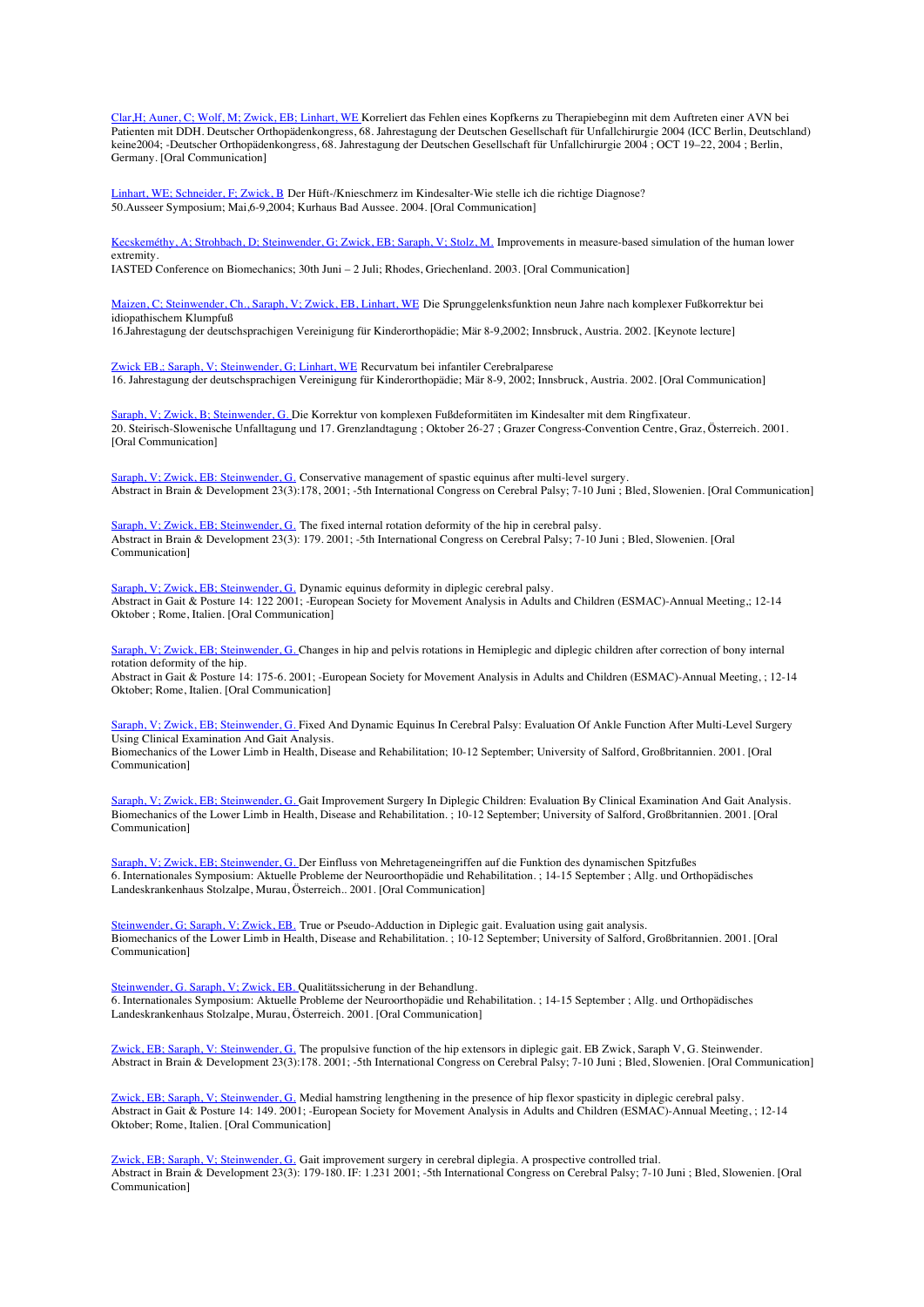[Clar,H; Auner, C; Wolf, M; Zwick, EB; Linhart, WE](#) Korreliert das Fehlen eines Kopfkerns zu Therapiebeginn mit dem Auftreten einer AVN bei Patienten mit DDH. Deutscher Orthopädenkongress, 68. Jahrestagung der Deutschen Gesellschaft für Unfallchirurgie 2004 (ICC Berlin, Deutschland) keine2004; -Deutscher Orthopädenkongress, 68. Jahrestagung der Deutschen Gesellschaft für Unfallchirurgie 2004 ; OCT 19–22, 2004 ; Berlin, Germany. [Oral Communication]

[Linhart, WE; Schneider, F; Zwick, B](#) Der Hüft-/Knieschmerz im Kindesalter-Wie stelle ich die richtige Diagnose?
50.Ausseer Symposium; Mai,6-9,2004; Kurhaus Bad Aussee. 2004. [Oral Communication]

[Kecskeméthy, A; Strohbach, D; Steinwender, G; Zwick, EB; Saraph, V; Stolz, M.](#) Improvements in measure-based simulation of the human lower extremity.
IASTED Conference on Biomechanics; 30th Juni – 2 Juli; Rhodes, Griechenland. 2003. [Oral Communication]

[Maizen, C; Steinwender, Ch., Saraph, V; Zwick, EB, Linhart, WE](#) Die Sprunggelenksfunktion neun Jahre nach komplexer Fußkorrektur bei idiopathischem Klumpfuß
16.Jahrestagung der deutschsprachigen Vereinigung für Kinderorthopädie; Mär 8-9,2002; Innsbruck, Austria. 2002. [Keynote lecture]

[Zwick EB.; Saraph, V; Steinwender, G; Linhart, WE](#) Recurvatum bei infantiler Cerebralparese
16. Jahrestagung der deutschsprachigen Vereinigung für Kinderorthopädie; Mär 8-9, 2002; Innsbruck, Austria. 2002. [Oral Communication]

[Saraph, V; Zwick, B; Steinwender, G.](#) Die Korrektur von komplexen Fußdeformitäten im Kindesalter mit dem Ringfixateur.
20. Steirisch-Slowenische Unfalltagung und 17. Grenzlandtagung ; Oktober 26-27 ; Grazer Congress-Convention Centre, Graz, Österreich. 2001. [Oral Communication]

[Saraph, V; Zwick, EB; Steinwender, G.](#) Conservative management of spastic equinus after multi-level surgery.
Abstract in Brain & Development 23(3):178, 2001; -5th International Congress on Cerebral Palsy; 7-10 Juni ; Bled, Slowenien. [Oral Communication]

[Saraph, V; Zwick, EB; Steinwender, G.](#) The fixed internal rotation deformity of the hip in cerebral palsy.
Abstract in Brain & Development 23(3): 179. 2001; -5th International Congress on Cerebral Palsy; 7-10 Juni ; Bled, Slowenien. [Oral Communication]

[Saraph, V; Zwick, EB; Steinwender, G.](#) Dynamic equinus deformity in diplegic cerebral palsy.
Abstract in Gait & Posture 14: 122 2001; -European Society for Movement Analysis in Adults and Children (ESMAC)-Annual Meeting,; 12-14 Oktober ; Rome, Italien. [Oral Communication]

[Saraph, V; Zwick, EB; Steinwender, G.](#) Changes in hip and pelvis rotations in Hemiplegic and diplegic children after correction of bony internal rotation deformity of the hip.
Abstract in Gait & Posture 14: 175-6. 2001; -European Society for Movement Analysis in Adults and Children (ESMAC)-Annual Meeting, ; 12-14 Oktober; Rome, Italien. [Oral Communication]

[Saraph, V; Zwick, EB; Steinwender, G.](#) Fixed And Dynamic Equinus In Cerebral Palsy: Evaluation Of Ankle Function After Multi-Level Surgery Using Clinical Examination And Gait Analysis.
Biomechanics of the Lower Limb in Health, Disease and Rehabilitation; 10-12 September; University of Salford, Großbritannien. 2001. [Oral Communication]

[Saraph, V; Zwick, EB; Steinwender, G.](#) Gait Improvement Surgery In Diplegic Children: Evaluation By Clinical Examination And Gait Analysis.
Biomechanics of the Lower Limb in Health, Disease and Rehabilitation. ; 10-12 September; University of Salford, Großbritannien. 2001. [Oral Communication]

[Saraph, V; Zwick, EB; Steinwender, G.](#) Der Einfluss von Mehretageneingriffen auf die Funktion des dynamischen Spitzfußes
6. Internationales Symposium: Aktuelle Probleme der Neuroorthopädie und Rehabilitation. ; 14-15 September ; Allg. und Orthopädisches Landeskrankenhaus Stolzalpe, Murau, Österreich.. 2001. [Oral Communication]

[Steinwender, G; Saraph, V; Zwick, EB.](#) True or Pseudo-Adduction in Diplegic gait. Evaluation using gait analysis.
Biomechanics of the Lower Limb in Health, Disease and Rehabilitation. ; 10-12 September; University of Salford, Großbritannien. 2001. [Oral Communication]

[Steinwender, G. Saraph, V; Zwick, EB.](#) Qualitätssicherung in der Behandlung.
6. Internationales Symposium: Aktuelle Probleme der Neuroorthopädie und Rehabilitation. ; 14-15 September ; Allg. und Orthopädisches Landeskrankenhaus Stolzalpe, Murau, Österreich. 2001. [Oral Communication]

[Zwick, EB; Saraph, V; Steinwender, G.](#) The propulsive function of the hip extensors in diplegic gait. EB Zwick, Saraph V, G. Steinwender.
Abstract in Brain & Development 23(3):178. 2001; -5th International Congress on Cerebral Palsy; 7-10 Juni ; Bled, Slowenien. [Oral Communication]

[Zwick, EB; Saraph, V; Steinwender, G.](#) Medial hamstring lengthening in the presence of hip flexor spasticity in diplegic cerebral palsy.
Abstract in Gait & Posture 14: 149. 2001; -European Society for Movement Analysis in Adults and Children (ESMAC)-Annual Meeting, ; 12-14 Oktober; Rome, Italien. [Oral Communication]

[Zwick, EB; Saraph, V; Steinwender, G.](#) Gait improvement surgery in cerebral diplegia. A prospective controlled trial.
Abstract in Brain & Development 23(3): 179-180. IF: 1.231 2001; -5th International Congress on Cerebral Palsy; 7-10 Juni ; Bled, Slowenien. [Oral Communication]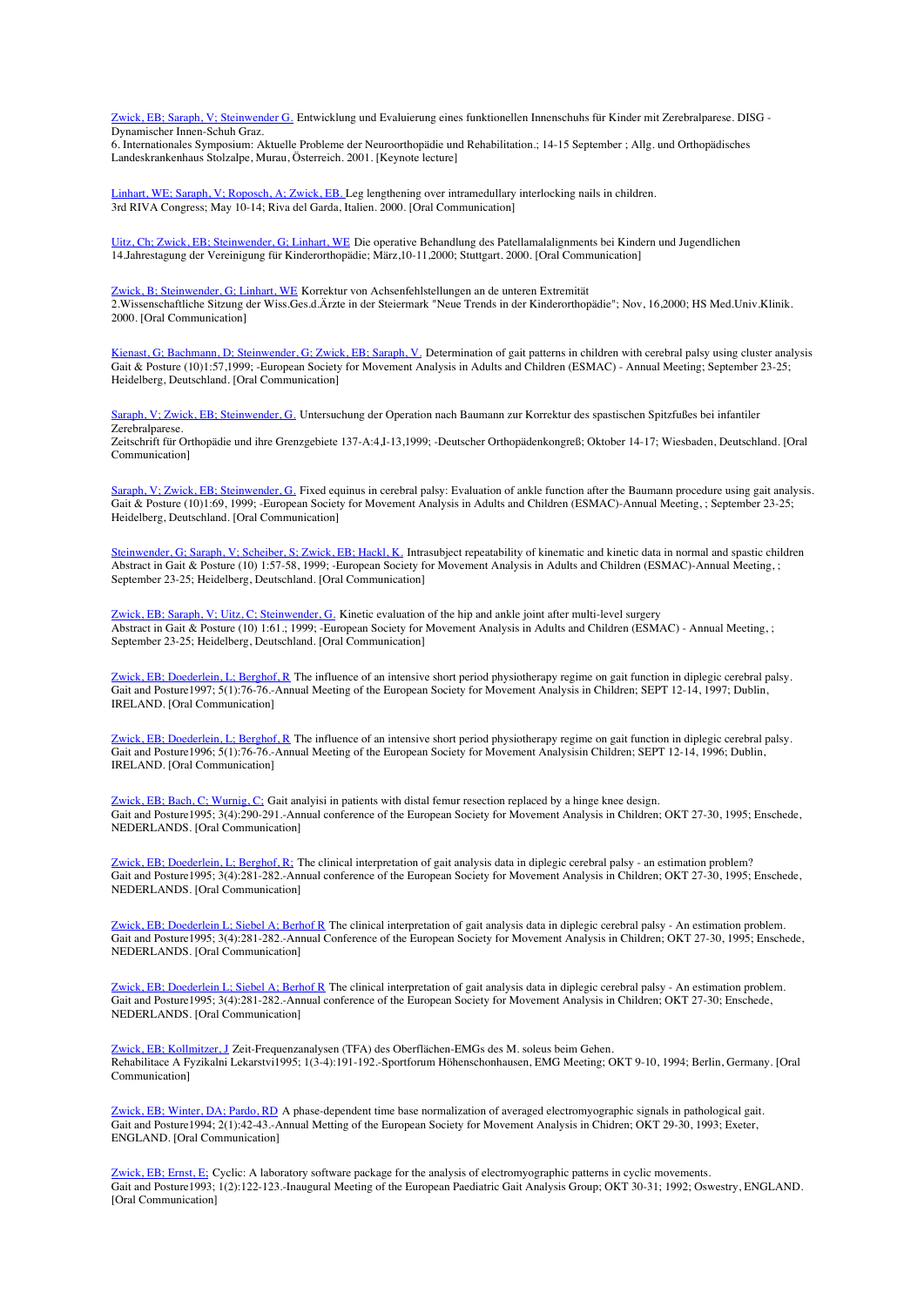Zwick, EB; Saraph, V; Steinwender G. Entwicklung und Evaluierung eines funktionellen Innenschuhs für Kinder mit Zerebralparese. DISG - Dynamischer Innen-Schuh Graz.
6. Internationales Symposium: Aktuelle Probleme der Neuroorthopädie und Rehabilitation.; 14-15 September ; Allg. und Orthopädisches Landeskrankenhaus Stolzalpe, Murau, Österreich. 2001. [Keynote lecture]

Linhart, WE; Saraph, V; Roposch, A; Zwick, EB. Leg lengthening over intramedullary interlocking nails in children.
3rd RIVA Congress; May 10-14; Riva del Garda, Italien. 2000. [Oral Communication]

Uitz, Ch; Zwick, EB; Steinwender, G; Linhart, WE Die operative Behandlung des Patellamalalignments bei Kindern und Jugendlichen
14.Jahrestagung der Vereinigung für Kinderorthopädie; März,10-11,2000; Stuttgart. 2000. [Oral Communication]

Zwick, B; Steinwender, G; Linhart, WE Korrektur von Achsenfehlstellungen an de unteren Extremität
2.Wissenschaftliche Sitzung der Wiss.Ges.d.Ärzte in der Steiermark "Neue Trends in der Kinderorthopädie"; Nov, 16,2000; HS Med.Univ.Klinik. 2000. [Oral Communication]

Kienast, G; Bachmann, D; Steinwender, G; Zwick, EB; Saraph, V. Determination of gait patterns in children with cerebral palsy using cluster analysis
Gait & Posture (10)1:57,1999; -European Society for Movement Analysis in Adults and Children (ESMAC) - Annual Meeting; September 23-25; Heidelberg, Deutschland. [Oral Communication]

Saraph, V; Zwick, EB; Steinwender, G. Untersuchung der Operation nach Baumann zur Korrektur des spastischen Spitzfußes bei infantiler Zerebralparese.
Zeitschrift für Orthopädie und ihre Grenzgebiete 137-A:4,I-13,1999; -Deutscher Orthopädenkongreß; Oktober 14-17; Wiesbaden, Deutschland. [Oral Communication]

Saraph, V; Zwick, EB; Steinwender, G. Fixed equinus in cerebral palsy: Evaluation of ankle function after the Baumann procedure using gait analysis.
Gait & Posture (10)1:69, 1999; -European Society for Movement Analysis in Adults and Children (ESMAC)-Annual Meeting, ; September 23-25; Heidelberg, Deutschland. [Oral Communication]

Steinwender, G; Saraph, V; Scheiber, S; Zwick, EB; Hackl, K. Intrasubject repeatability of kinematic and kinetic data in normal and spastic children
Abstract in Gait & Posture (10) 1:57-58, 1999; -European Society for Movement Analysis in Adults and Children (ESMAC)-Annual Meeting, ; September 23-25; Heidelberg, Deutschland. [Oral Communication]

Zwick, EB; Saraph, V; Uitz, C; Steinwender, G. Kinetic evaluation of the hip and ankle joint after multi-level surgery
Abstract in Gait & Posture (10) 1:61.; 1999; -European Society for Movement Analysis in Adults and Children (ESMAC) - Annual Meeting, ; September 23-25; Heidelberg, Deutschland. [Oral Communication]

Zwick, EB; Doederlein, L; Berghof, R The influence of an intensive short period physiotherapy regime on gait function in diplegic cerebral palsy.
Gait and Posture1997; 5(1):76-76.-Annual Meeting of the European Society for Movement Analysis in Children; SEPT 12-14, 1997; Dublin, IRELAND. [Oral Communication]

Zwick, EB; Doederlein, L; Berghof, R The influence of an intensive short period physiotherapy regime on gait function in diplegic cerebral palsy.
Gait and Posture1996; 5(1):76-76.-Annual Meeting of the European Society for Movement Analysisin Children; SEPT 12-14, 1996; Dublin, IRELAND. [Oral Communication]

Zwick, EB; Bach, C; Wurnig, C; Gait analyisi in patients with distal femur resection replaced by a hinge knee design.
Gait and Posture1995; 3(4):290-291.-Annual conference of the European Society for Movement Analysis in Children; OKT 27-30, 1995; Enschede, NEDERLANDS. [Oral Communication]

Zwick, EB; Doederlein, L; Berghof, R; The clinical interpretation of gait analysis data in diplegic cerebral palsy - an estimation problem?
Gait and Posture1995; 3(4):281-282.-Annual conference of the European Society for Movement Analysis in Children; OKT 27-30, 1995; Enschede, NEDERLANDS. [Oral Communication]

Zwick, EB; Doederlein L; Siebel A; Berhof R The clinical interpretation of gait analysis data in diplegic cerebral palsy - An estimation problem.
Gait and Posture1995; 3(4):281-282.-Annual Conference of the European Society for Movement Analysis in Children; OKT 27-30, 1995; Enschede, NEDERLANDS. [Oral Communication]

Zwick, EB; Doederlein L; Siebel A; Berhof R The clinical interpretation of gait analysis data in diplegic cerebral palsy - An estimation problem.
Gait and Posture1995; 3(4):281-282.-Annual conference of the European Society for Movement Analysis in Children; OKT 27-30; Enschede, NEDERLANDS. [Oral Communication]

Zwick, EB; Kollmitzer, J Zeit-Frequenzanalysen (TFA) des Oberflächen-EMGs des M. soleus beim Gehen.
Rehabilitace A Fyzikalni Lekarstvi1995; 1(3-4):191-192.-Sportforum Höhenschonhausen, EMG Meeting; OKT 9-10, 1994; Berlin, Germany. [Oral Communication]

Zwick, EB; Winter, DA; Pardo, RD A phase-dependent time base normalization of averaged electromyographic signals in pathological gait.
Gait and Posture1994; 2(1):42-43.-Annual Metting of the European Society for Movement Analysis in Chidren; OKT 29-30, 1993; Exeter, ENGLAND. [Oral Communication]

Zwick, EB; Ernst, E; Cyclic: A laboratory software package for the analysis of electromyographic patterns in cyclic movements.
Gait and Posture1993; 1(2):122-123.-Inaugural Meeting of the European Paediatric Gait Analysis Group; OKT 30-31; 1992; Oswestry, ENGLAND. [Oral Communication]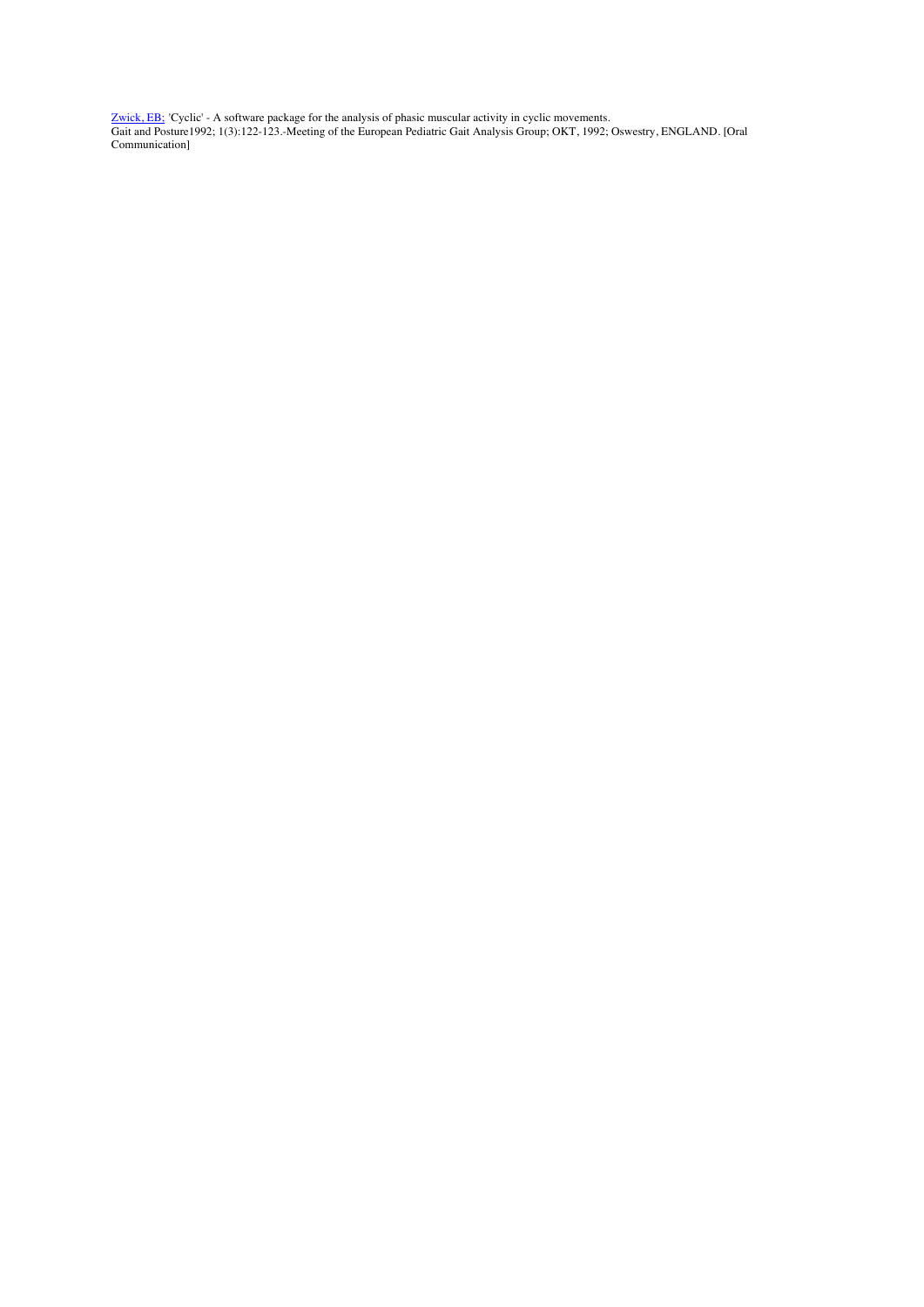Zwick, EB; 'Cyclic' - A software package for the analysis of phasic muscular activity in cyclic movements.
Gait and Posture1992; 1(3):122-123.-Meeting of the European Pediatric Gait Analysis Group; OKT, 1992; Oswestry, ENGLAND. [Oral Communication]